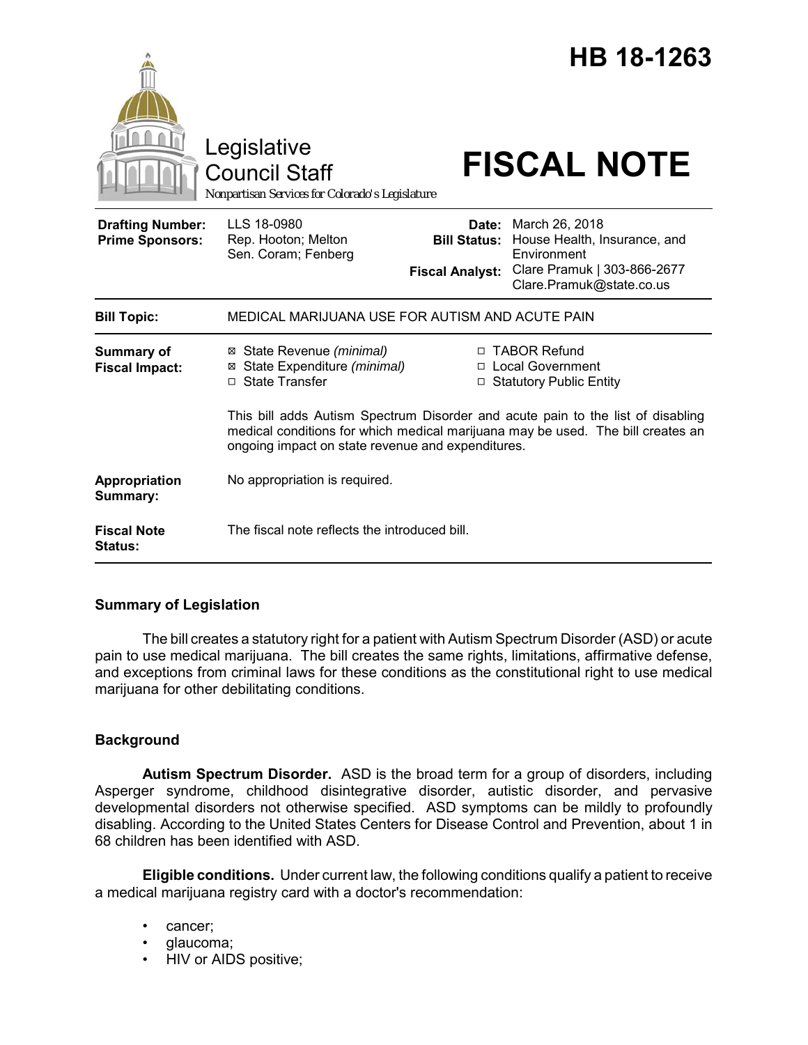# HB 18-1263

Legislative Council Staff

Nonpartisan Services for Colorado's Legislature

# FISCAL NOTE

| | | | |
|---|---|---|---|
| **Drafting Number:** | LLS 18-0980 | **Date:** | March 26, 2018 |
| **Prime Sponsors:** | Rep. Hooton; Melton<br>Sen. Coram; Fenberg | **Bill Status:** | House Health, Insurance, and Environment |
| | | **Fiscal Analyst:** | Clare Pramuk \| 303-866-2677<br>Clare.Pramuk@state.co.us |

| | |
|---|---|
| **Bill Topic:** | MEDICAL MARIJUANA USE FOR AUTISM AND ACUTE PAIN |
| **Summary of Fiscal Impact:** | ☒ State Revenue *(minimal)*<br>☒ State Expenditure *(minimal)*<br>☐ State Transfer<br>☐ TABOR Refund<br>☐ Local Government<br>☐ Statutory Public Entity<br><br>This bill adds Autism Spectrum Disorder and acute pain to the list of disabling medical conditions for which medical marijuana may be used. The bill creates an ongoing impact on state revenue and expenditures. |
| **Appropriation Summary:** | No appropriation is required. |
| **Fiscal Note Status:** | The fiscal note reflects the introduced bill. |

## Summary of Legislation

The bill creates a statutory right for a patient with Autism Spectrum Disorder (ASD) or acute pain to use medical marijuana. The bill creates the same rights, limitations, affirmative defense, and exceptions from criminal laws for these conditions as the constitutional right to use medical marijuana for other debilitating conditions.

## Background

**Autism Spectrum Disorder.** ASD is the broad term for a group of disorders, including Asperger syndrome, childhood disintegrative disorder, autistic disorder, and pervasive developmental disorders not otherwise specified. ASD symptoms can be mildly to profoundly disabling. According to the United States Centers for Disease Control and Prevention, about 1 in 68 children has been identified with ASD.

**Eligible conditions.** Under current law, the following conditions qualify a patient to receive a medical marijuana registry card with a doctor's recommendation:

- cancer;
- glaucoma;
- HIV or AIDS positive;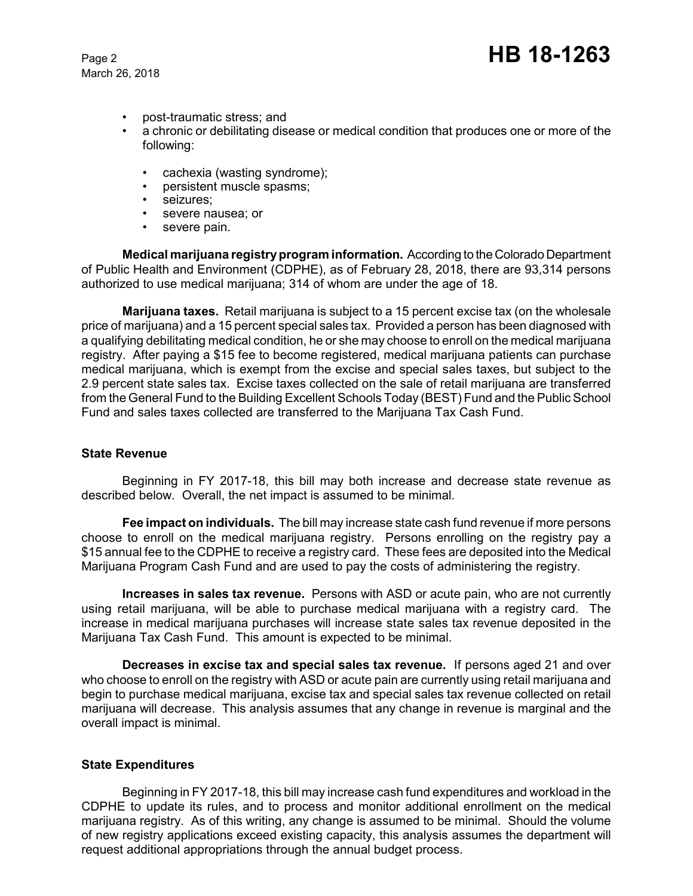- post-traumatic stress; and
- a chronic or debilitating disease or medical condition that produces one or more of the following:
  - cachexia (wasting syndrome);
  - persistent muscle spasms;
  - seizures;
  - severe nausea; or
  - severe pain.

**Medical marijuana registry program information.** According to the Colorado Department of Public Health and Environment (CDPHE), as of February 28, 2018, there are 93,314 persons authorized to use medical marijuana; 314 of whom are under the age of 18.

**Marijuana taxes.** Retail marijuana is subject to a 15 percent excise tax (on the wholesale price of marijuana) and a 15 percent special sales tax. Provided a person has been diagnosed with a qualifying debilitating medical condition, he or she may choose to enroll on the medical marijuana registry. After paying a $15 fee to become registered, medical marijuana patients can purchase medical marijuana, which is exempt from the excise and special sales taxes, but subject to the 2.9 percent state sales tax. Excise taxes collected on the sale of retail marijuana are transferred from the General Fund to the Building Excellent Schools Today (BEST) Fund and the Public School Fund and sales taxes collected are transferred to the Marijuana Tax Cash Fund.

### State Revenue

Beginning in FY 2017-18, this bill may both increase and decrease state revenue as described below. Overall, the net impact is assumed to be minimal.

**Fee impact on individuals.** The bill may increase state cash fund revenue if more persons choose to enroll on the medical marijuana registry. Persons enrolling on the registry pay a $15 annual fee to the CDPHE to receive a registry card. These fees are deposited into the Medical Marijuana Program Cash Fund and are used to pay the costs of administering the registry.

**Increases in sales tax revenue.** Persons with ASD or acute pain, who are not currently using retail marijuana, will be able to purchase medical marijuana with a registry card. The increase in medical marijuana purchases will increase state sales tax revenue deposited in the Marijuana Tax Cash Fund. This amount is expected to be minimal.

**Decreases in excise tax and special sales tax revenue.** If persons aged 21 and over who choose to enroll on the registry with ASD or acute pain are currently using retail marijuana and begin to purchase medical marijuana, excise tax and special sales tax revenue collected on retail marijuana will decrease. This analysis assumes that any change in revenue is marginal and the overall impact is minimal.

### State Expenditures

Beginning in FY 2017-18, this bill may increase cash fund expenditures and workload in the CDPHE to update its rules, and to process and monitor additional enrollment on the medical marijuana registry. As of this writing, any change is assumed to be minimal. Should the volume of new registry applications exceed existing capacity, this analysis assumes the department will request additional appropriations through the annual budget process.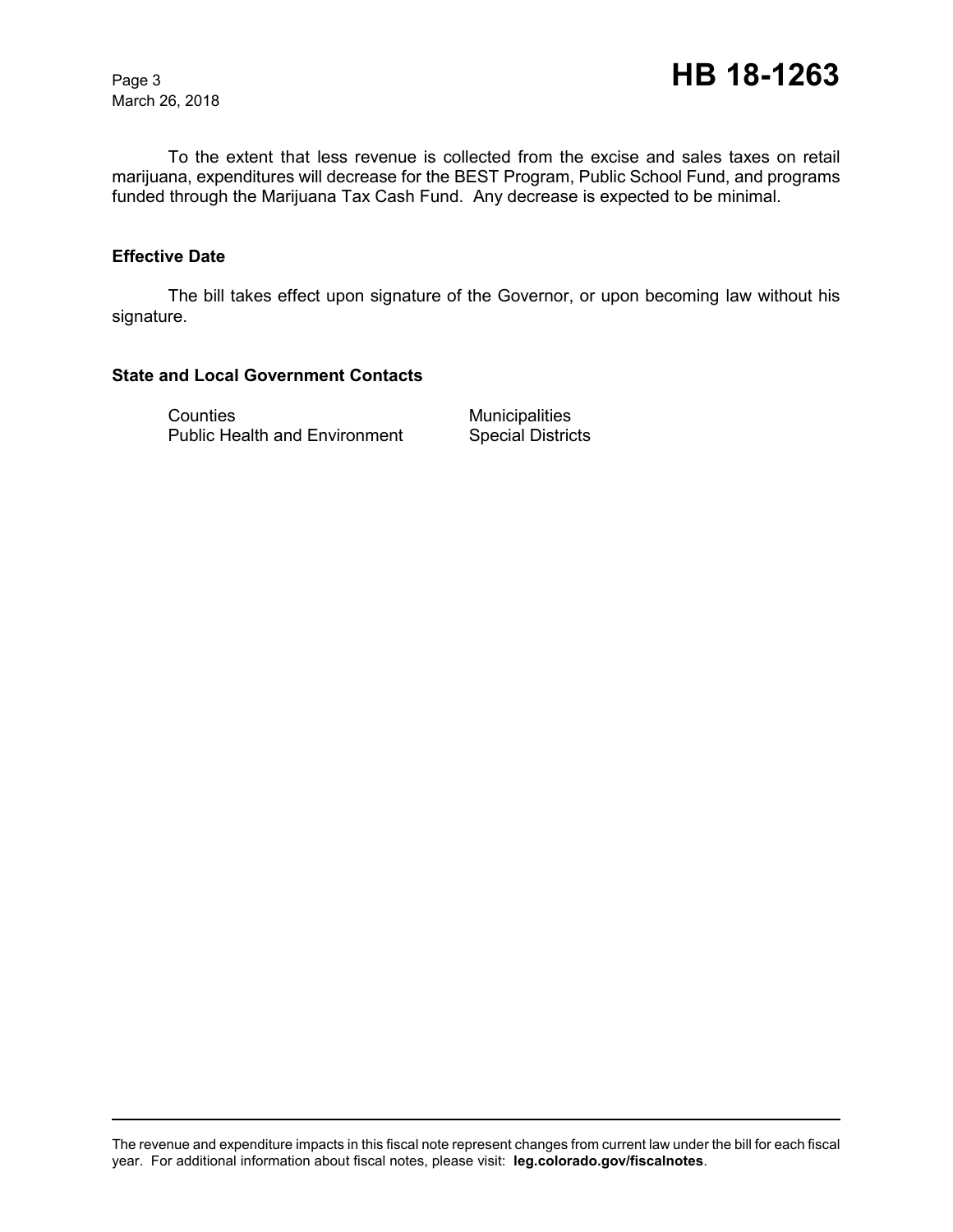To the extent that less revenue is collected from the excise and sales taxes on retail marijuana, expenditures will decrease for the BEST Program, Public School Fund, and programs funded through the Marijuana Tax Cash Fund. Any decrease is expected to be minimal.

**Effective Date**

The bill takes effect upon signature of the Governor, or upon becoming law without his signature.

**State and Local Government Contacts**

| | |
|---|---|
| Counties | Municipalities |
| Public Health and Environment | Special Districts |

The revenue and expenditure impacts in this fiscal note represent changes from current law under the bill for each fiscal year. For additional information about fiscal notes, please visit: **leg.colorado.gov/fiscalnotes**.